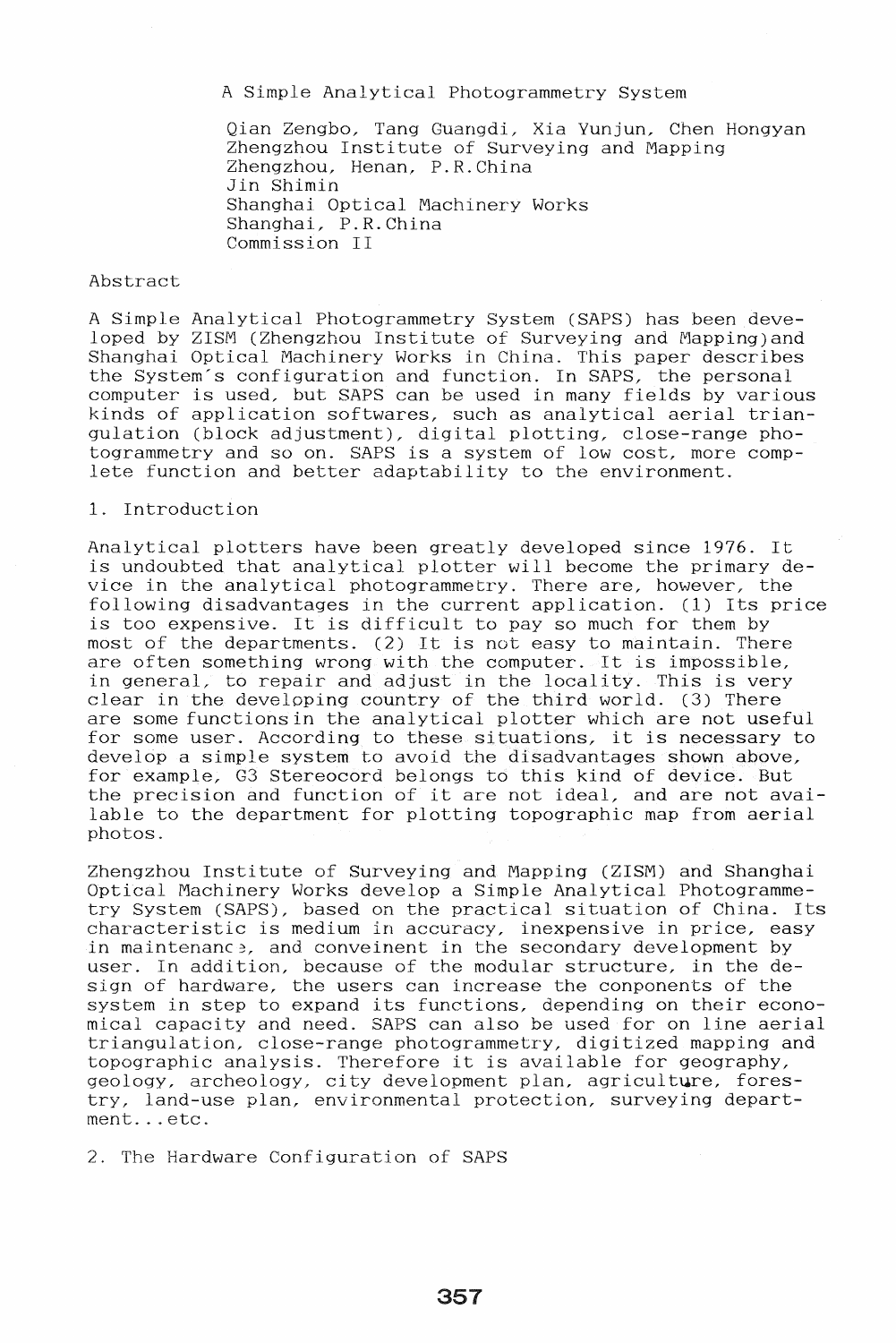# A Simple Analytical Photogrammetry System

Qian Zengbo, Tang Guangdi, Xia Yunjun, Chen Hongyan
Zhengzhou Institute of Surveying and Mapping
Zhengzhou, Henan, P.R.China
Jin Shimin
Shanghai Optical Machinery Works
Shanghai, P.R.China
Commission II

## Abstract

A Simple Analytical Photogrammetry System (SAPS) has been developed by ZISM (Zhengzhou Institute of Surveying and Mapping)and Shanghai Optical Machinery Works in China. This paper describes the System's configuration and function. In SAPS, the personal computer is used, but SAPS can be used in many fields by various kinds of application softwares, such as analytical aerial triangulation (block adjustment), digital plotting, close-range photogrammetry and so on. SAPS is a system of low cost, more complete function and better adaptability to the environment.

## 1. Introduction

Analytical plotters have been greatly developed since 1976. It is undoubted that analytical plotter will become the primary device in the analytical photogrammetry. There are, however, the following disadvantages in the current application. (1) Its price is too expensive. It is difficult to pay so much for them by most of the departments. (2) It is not easy to maintain. There are often something wrong with the computer. It is impossible, in general, to repair and adjust in the locality. This is very clear in the developing country of the third world. (3) There are some functionsin the analytical plotter which are not useful for some user. According to these situations, it is necessary to develop a simple system to avoid the disadvantages shown above, for example, G3 Stereocord belongs to this kind of device. But the precision and function of it are not ideal, and are not available to the department for plotting topographic map from aerial photos.

Zhengzhou Institute of Surveying and Mapping (ZISM) and Shanghai Optical Machinery Works develop a Simple Analytical Photogrammetry System (SAPS), based on the practical situation of China. Its characteristic is medium in accuracy, inexpensive in price, easy in maintenance, and conveinent in the secondary development by user. In addition, because of the modular structure, in the design of hardware, the users can increase the conponents of the system in step to expand its functions, depending on their economical capacity and need. SAPS can also be used for on line aerial triangulation, close-range photogrammetry, digitized mapping and topographic analysis. Therefore it is available for geography, geology, archeology, city development plan, agriculture, forestry, land-use plan, environmental protection, surveying department...etc.

## 2. The Hardware Configuration of SAPS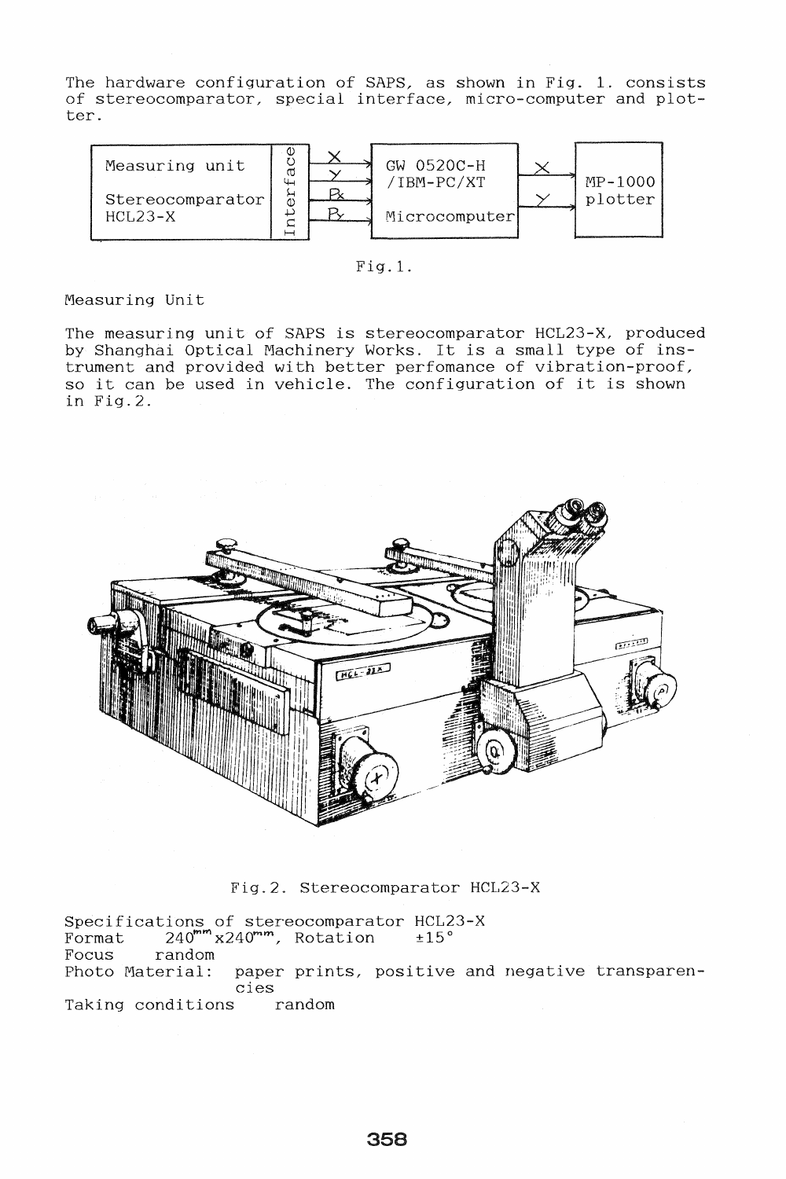The hardware configuration of SAPS, as shown in Fig. 1. consists of stereocomparator, special interface, micro-computer and plotter.

Fig.1.

Measuring Unit

The measuring unit of SAPS is stereocomparator HCL23-X, produced by Shanghai Optical Machinery Works. It is a small type of instrument and provided with better perfomance of vibration-proof, so it can be used in vehicle. The configuration of it is shown in Fig.2.

Fig.2. Stereocomparator HCL23-X

Specifications of stereocomparator HCL23-X

Format $240^{mm} \times 240^{mm}$, Rotation $\pm 15°$

Focus random

Photo Material: paper prints, positive and negative transparencies

Taking conditions random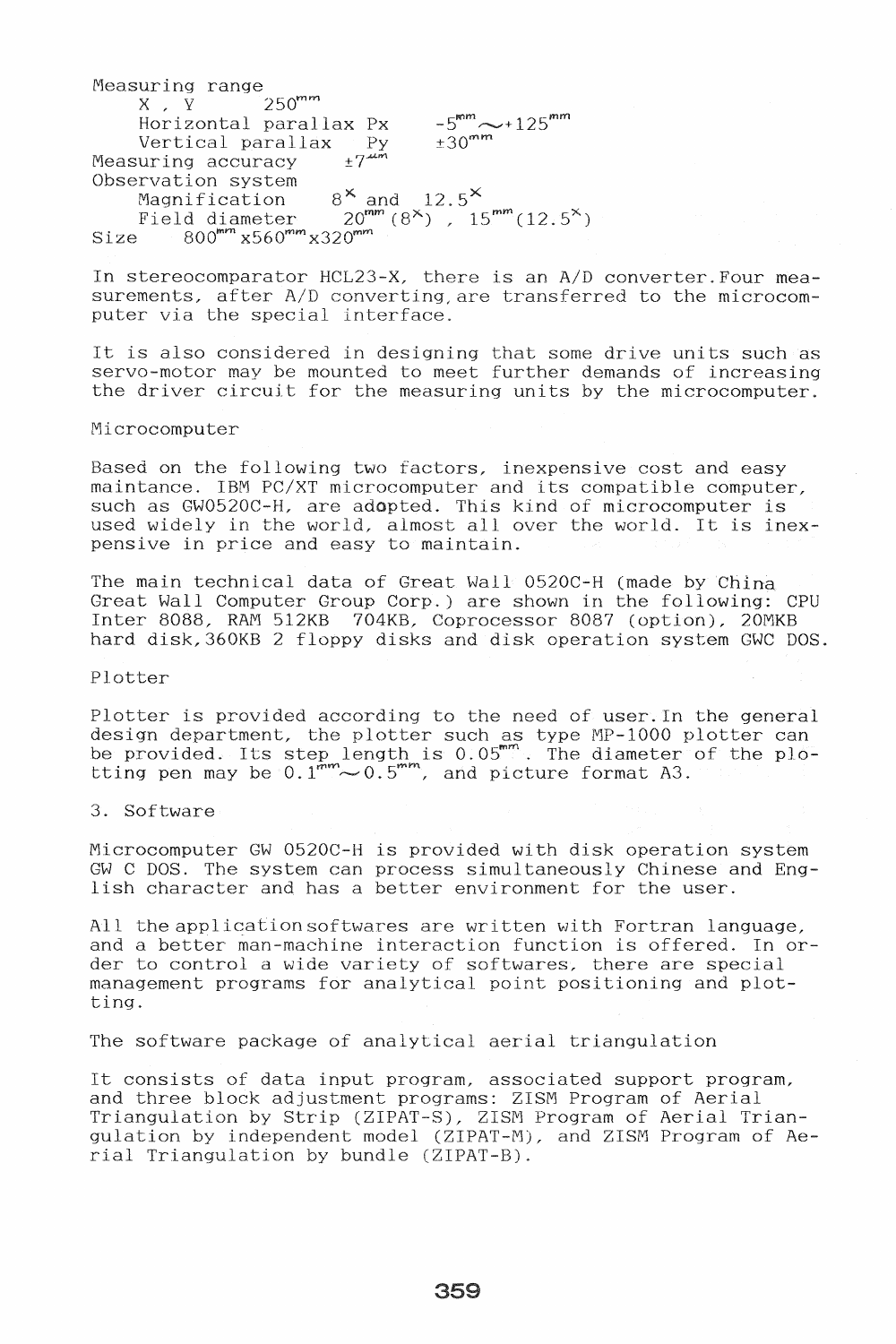Measuring range

- X , Y 250$^{mm}$
- Horizontal parallax Px $-5^{mm} \sim +125^{mm}$
- Vertical parallax Py $\pm 30^{mm}$

Measuring accuracy $\pm 7^{\mu m}$

Observation system

- Magnification $8^{\times}$ and $12.5^{\times}$
- Field diameter $20^{mm}$ ($8^{\times}$) , $15^{mm}$($12.5^{\times}$)

Size $800^{mm} \times 560^{mm} \times 320^{mm}$

In stereocomparator HCL23-X, there is an A/D converter.Four measurements, after A/D converting,are transferred to the microcomputer via the special interface.

It is also considered in designing that some drive units such as servo-motor may be mounted to meet further demands of increasing the driver circuit for the measuring units by the microcomputer.

Microcomputer

Based on the following two factors, inexpensive cost and easy maintance. IBM PC/XT microcomputer and its compatible computer, such as GW0520C-H, are adopted. This kind of microcomputer is used widely in the world, almost all over the world. It is inexpensive in price and easy to maintain.

The main technical data of Great Wall 0520C-H (made by China Great Wall Computer Group Corp.) are shown in the following: CPU Inter 8088, RAM 512KB 704KB, Coprocessor 8087 (option), 20MKB hard disk,360KB 2 floppy disks and disk operation system GWC DOS.

Plotter

Plotter is provided according to the need of user.In the general design department, the plotter such as type MP-1000 plotter can be provided. Its step length is $0.05^{mm}$. The diameter of the plotting pen may be $0.1^{mm} \sim 0.5^{mm}$, and picture format A3.

## 3. Software

Microcomputer GW 0520C-H is provided with disk operation system GW C DOS. The system can process simultaneously Chinese and English character and has a better environment for the user.

All the applicationsoftwares are written with Fortran language, and a better man-machine interaction function is offered. In order to control a wide variety of softwares, there are special management programs for analytical point positioning and plotting.

The software package of analytical aerial triangulation

It consists of data input program, associated support program, and three block adjustment programs: ZISM Program of Aerial Triangulation by Strip (ZIPAT-S), ZISM Program of Aerial Triangulation by independent model (ZIPAT-M), and ZISM Program of Aerial Triangulation by bundle (ZIPAT-B).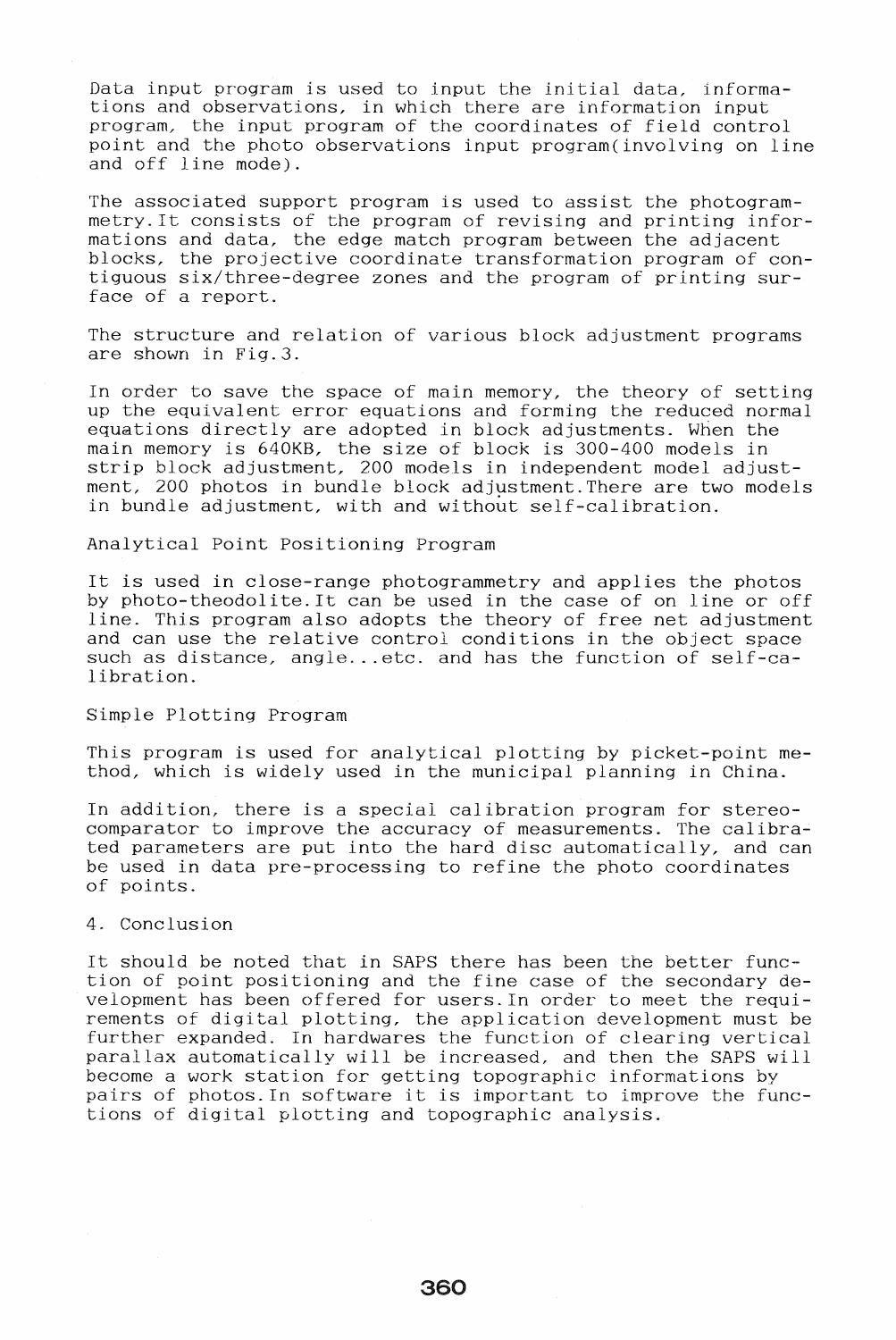Data input program is used to input the initial data, informations and observations, in which there are information input program, the input program of the coordinates of field control point and the photo observations input program(involving on line and off line mode).

The associated support program is used to assist the photogrammetry. It consists of the program of revising and printing informations and data, the edge match program between the adjacent blocks, the projective coordinate transformation program of contiguous six/three-degree zones and the program of printing surface of a report.

The structure and relation of various block adjustment programs are shown in Fig.3.

In order to save the space of main memory, the theory of setting up the equivalent error equations and forming the reduced normal equations directly are adopted in block adjustments. When the main memory is 640KB, the size of block is 300-400 models in strip block adjustment, 200 models in independent model adjustment, 200 photos in bundle block adjustment. There are two models in bundle adjustment, with and without self-calibration.

### Analytical Point Positioning Program

It is used in close-range photogrammetry and applies the photos by photo-theodolite. It can be used in the case of on line or off line. This program also adopts the theory of free net adjustment and can use the relative control conditions in the object space such as distance, angle...etc. and has the function of self-calibration.

### Simple Plotting Program

This program is used for analytical plotting by picket-point method, which is widely used in the municipal planning in China.

In addition, there is a special calibration program for stereocomparator to improve the accuracy of measurements. The calibrated parameters are put into the hard disc automatically, and can be used in data pre-processing to refine the photo coordinates of points.

## 4. Conclusion

It should be noted that in SAPS there has been the better function of point positioning and the fine case of the secondary development has been offered for users. In order to meet the requirements of digital plotting, the application development must be further expanded. In hardwares the function of clearing vertical parallax automatically will be increased, and then the SAPS will become a work station for getting topographic informations by pairs of photos. In software it is important to improve the functions of digital plotting and topographic analysis.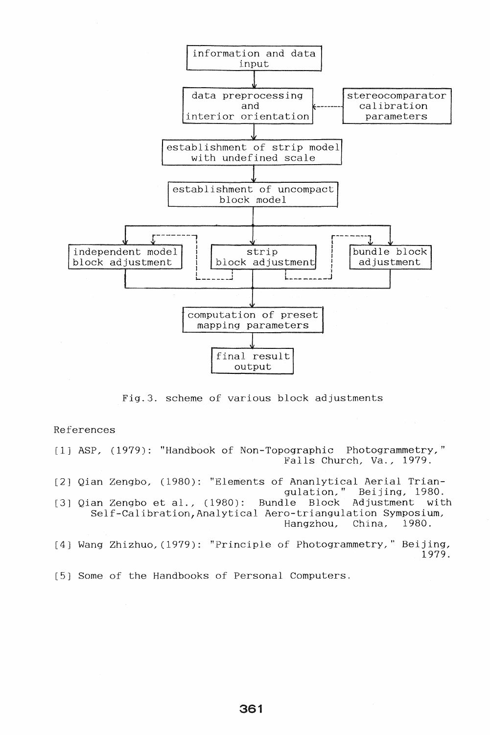information and data input

data preprocessing and interior orientation

stereocomparator calibration parameters

establishment of strip model with undefined scale

establishment of uncompact block model

independent model block adjustment

strip block adjustment

bundle block adjustment

computation of preset mapping parameters

final result output

Fig.3. scheme of various block adjustments

References

[1] ASP, (1979): "Handbook of Non-Topographic Photogrammetry," Falls Church, Va., 1979.

[2] Qian Zengbo, (1980): "Elements of Ananlytical Aerial Triangulation," Beijing, 1980.

[3] Qian Zengbo et al., (1980): Bundle Block Adjustment with Self-Calibration, Analytical Aero-triangulation Symposium, Hangzhou, China, 1980.

[4] Wang Zhizhuo, (1979): "Principle of Photogrammetry," Beijing, 1979.

[5] Some of the Handbooks of Personal Computers.